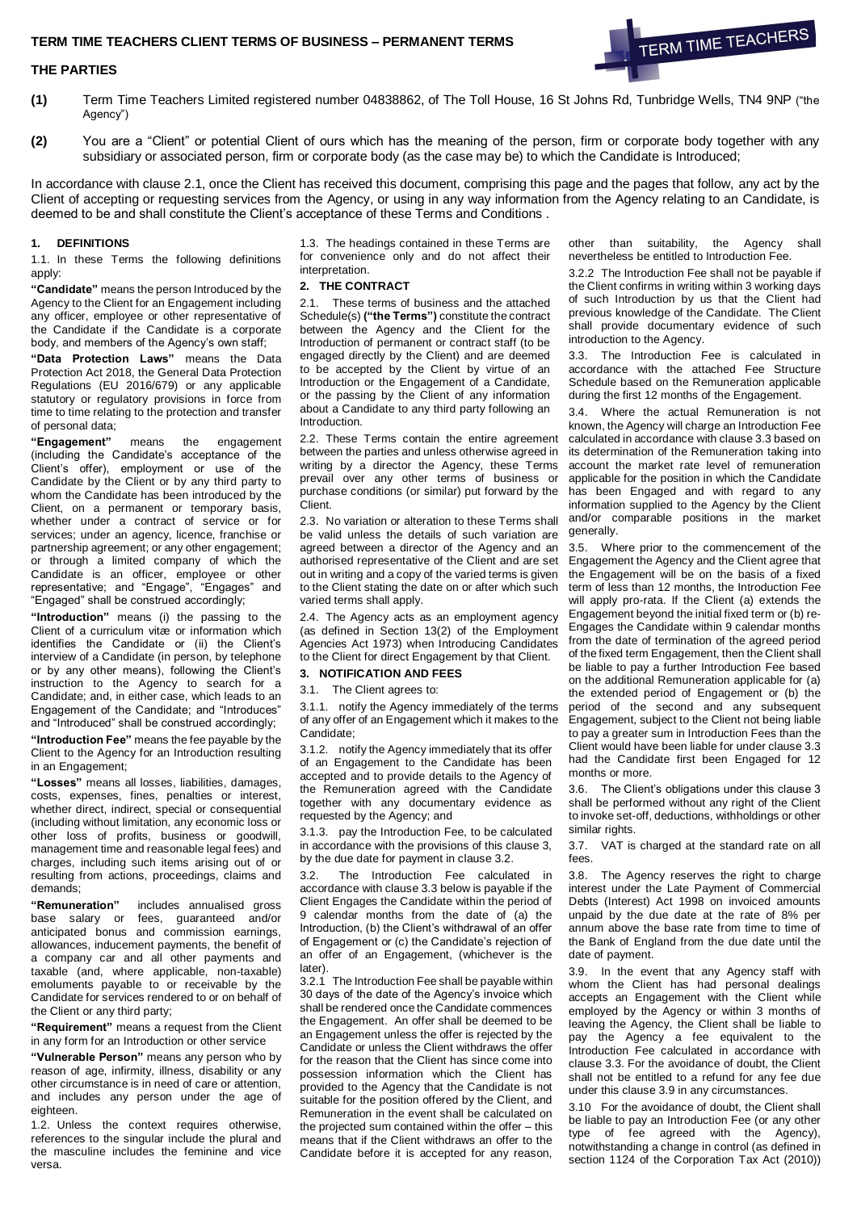# TERM TIME TEACHERS CLIENT TERMS OF BUSINESS – PERMANENT TERMS

## THE PARTIES

**(1)** Term Time Teachers Limited registered number 04838862, of The Toll House, 16 St Johns Rd, Tunbridge Wells, TN4 9NP ("the Agency")

**(2)** You are a "Client" or potential Client of ours which has the meaning of the person, firm or corporate body together with any subsidiary or associated person, firm or corporate body (as the case may be) to which the Candidate is Introduced;

In accordance with clause 2.1, once the Client has received this document, comprising this page and the pages that follow, any act by the Client of accepting or requesting services from the Agency, or using in any way information from the Agency relating to an Candidate, is deemed to be and shall constitute the Client's acceptance of these Terms and Conditions .

### 1. DEFINITIONS

1.1. In these Terms the following definitions apply:

**"Candidate"** means the person Introduced by the Agency to the Client for an Engagement including any officer, employee or other representative of the Candidate if the Candidate is a corporate body, and members of the Agency's own staff;

**"Data Protection Laws"** means the Data Protection Act 2018, the General Data Protection Regulations (EU 2016/679) or any applicable statutory or regulatory provisions in force from time to time relating to the protection and transfer of personal data;

**"Engagement"** means the engagement (including the Candidate's acceptance of the Client's offer), employment or use of the Candidate by the Client or by any third party to whom the Candidate has been introduced by the Client, on a permanent or temporary basis, whether under a contract of service or for services; under an agency, licence, franchise or partnership agreement; or any other engagement; or through a limited company of which the Candidate is an officer, employee or other representative; and "Engage", "Engages" and "Engaged" shall be construed accordingly;

**"Introduction"** means (i) the passing to the Client of a curriculum vitæ or information which identifies the Candidate or (ii) the Client's interview of a Candidate (in person, by telephone or by any other means), following the Client's instruction to the Agency to search for a Candidate; and, in either case, which leads to an Engagement of the Candidate; and "Introduces" and "Introduced" shall be construed accordingly;

**"Introduction Fee"** means the fee payable by the Client to the Agency for an Introduction resulting in an Engagement;

**"Losses"** means all losses, liabilities, damages, costs, expenses, fines, penalties or interest, whether direct, indirect, special or consequential (including without limitation, any economic loss or other loss of profits, business or goodwill, management time and reasonable legal fees) and charges, including such items arising out of or resulting from actions, proceedings, claims and demands;

**"Remuneration"** includes annualised gross base salary or fees, guaranteed and/or anticipated bonus and commission earnings, allowances, inducement payments, the benefit of a company car and all other payments and taxable (and, where applicable, non-taxable) emoluments payable to or receivable by the Candidate for services rendered to or on behalf of the Client or any third party;

**"Requirement"** means a request from the Client in any form for an Introduction or other service

**"Vulnerable Person"** means any person who by reason of age, infirmity, illness, disability or any other circumstance is in need of care or attention, and includes any person under the age of eighteen.

1.2. Unless the context requires otherwise, references to the singular include the plural and the masculine includes the feminine and vice versa.

1.3. The headings contained in these Terms are for convenience only and do not affect their interpretation.

### 2. THE CONTRACT

2.1. These terms of business and the attached Schedule(s) **("the Terms")** constitute the contract between the Agency and the Client for the Introduction of permanent or contract staff (to be engaged directly by the Client) and are deemed to be accepted by the Client by virtue of an Introduction or the Engagement of a Candidate, or the passing by the Client of any information about a Candidate to any third party following an Introduction.

2.2. These Terms contain the entire agreement between the parties and unless otherwise agreed in writing by a director the Agency, these Terms prevail over any other terms of business or purchase conditions (or similar) put forward by the Client.

2.3. No variation or alteration to these Terms shall be valid unless the details of such variation are agreed between a director of the Agency and an authorised representative of the Client and are set out in writing and a copy of the varied terms is given to the Client stating the date on or after which such varied terms shall apply.

2.4. The Agency acts as an employment agency (as defined in Section 13(2) of the Employment Agencies Act 1973) when Introducing Candidates to the Client for direct Engagement by that Client.

### 3. NOTIFICATION AND FEES

3.1. The Client agrees to:

3.1.1. notify the Agency immediately of the terms of any offer of an Engagement which it makes to the Candidate;

3.1.2. notify the Agency immediately that its offer of an Engagement to the Candidate has been accepted and to provide details to the Agency of the Remuneration agreed with the Candidate together with any documentary evidence as requested by the Agency; and

3.1.3. pay the Introduction Fee, to be calculated in accordance with the provisions of this clause 3, by the due date for payment in clause 3.2.

3.2. The Introduction Fee calculated in accordance with clause 3.3 below is payable if the Client Engages the Candidate within the period of 9 calendar months from the date of (a) the Introduction, (b) the Client's withdrawal of an offer of Engagement or (c) the Candidate's rejection of an offer of an Engagement, (whichever is the later).

3.2.1 The Introduction Fee shall be payable within 30 days of the date of the Agency's invoice which shall be rendered once the Candidate commences the Engagement. An offer shall be deemed to be an Engagement unless the offer is rejected by the Candidate or unless the Client withdraws the offer for the reason that the Client has since come into possession information which the Client has provided to the Agency that the Candidate is not suitable for the position offered by the Client, and Remuneration in the event shall be calculated on the projected sum contained within the offer – this means that if the Client withdraws an offer to the Candidate before it is accepted for any reason, other than suitability, the Agency shall nevertheless be entitled to Introduction Fee.

3.2.2 The Introduction Fee shall not be payable if the Client confirms in writing within 3 working days of such Introduction by us that the Client had previous knowledge of the Candidate. The Client shall provide documentary evidence of such introduction to the Agency.

3.3. The Introduction Fee is calculated in accordance with the attached Fee Structure Schedule based on the Remuneration applicable during the first 12 months of the Engagement.

3.4. Where the actual Remuneration is not known, the Agency will charge an Introduction Fee calculated in accordance with clause 3.3 based on its determination of the Remuneration taking into account the market rate level of remuneration applicable for the position in which the Candidate has been Engaged and with regard to any information supplied to the Agency by the Client and/or comparable positions in the market generally.

3.5. Where prior to the commencement of the Engagement the Agency and the Client agree that the Engagement will be on the basis of a fixed term of less than 12 months, the Introduction Fee will apply pro-rata. If the Client (a) extends the Engagement beyond the initial fixed term or (b) re-Engages the Candidate within 9 calendar months from the date of termination of the agreed period of the fixed term Engagement, then the Client shall be liable to pay a further Introduction Fee based on the additional Remuneration applicable for (a) the extended period of Engagement or (b) the period of the second and any subsequent Engagement, subject to the Client not being liable to pay a greater sum in Introduction Fees than the Client would have been liable for under clause 3.3 had the Candidate first been Engaged for 12 months or more.

3.6. The Client's obligations under this clause 3 shall be performed without any right of the Client to invoke set-off, deductions, withholdings or other similar rights.

3.7. VAT is charged at the standard rate on all fees.

3.8. The Agency reserves the right to charge interest under the Late Payment of Commercial Debts (Interest) Act 1998 on invoiced amounts unpaid by the due date at the rate of 8% per annum above the base rate from time to time of the Bank of England from the due date until the date of payment.

3.9. In the event that any Agency staff with whom the Client has had personal dealings accepts an Engagement with the Client while employed by the Agency or within 3 months of leaving the Agency, the Client shall be liable to pay the Agency a fee equivalent to the Introduction Fee calculated in accordance with clause 3.3. For the avoidance of doubt, the Client shall not be entitled to a refund for any fee due under this clause 3.9 in any circumstances.

3.10 For the avoidance of doubt, the Client shall be liable to pay an Introduction Fee (or any other type of fee agreed with the Agency), notwithstanding a change in control (as defined in section 1124 of the Corporation Tax Act (2010))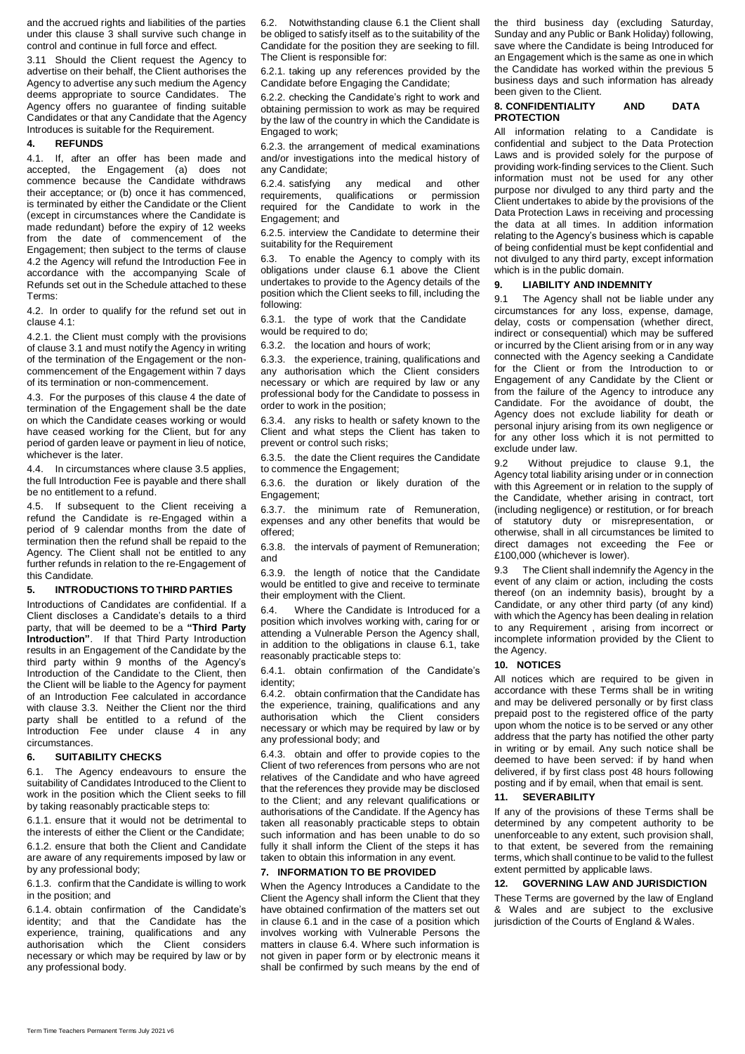and the accrued rights and liabilities of the parties under this clause 3 shall survive such change in control and continue in full force and effect.

3.11 Should the Client request the Agency to advertise on their behalf, the Client authorises the Agency to advertise any such medium the Agency deems appropriate to source Candidates. The Agency offers no guarantee of finding suitable Candidates or that any Candidate that the Agency Introduces is suitable for the Requirement.

## 4. REFUNDS

4.1. If, after an offer has been made and accepted, the Engagement (a) does not commence because the Candidate withdraws their acceptance; or (b) once it has commenced, is terminated by either the Candidate or the Client (except in circumstances where the Candidate is made redundant) before the expiry of 12 weeks from the date of commencement of the Engagement; then subject to the terms of clause 4.2 the Agency will refund the Introduction Fee in accordance with the accompanying Scale of Refunds set out in the Schedule attached to these Terms:

4.2. In order to qualify for the refund set out in clause 4.1:

4.2.1. the Client must comply with the provisions of clause 3.1 and must notify the Agency in writing of the termination of the Engagement or the non-commencement of the Engagement within 7 days of its termination or non-commencement.

4.3. For the purposes of this clause 4 the date of termination of the Engagement shall be the date on which the Candidate ceases working or would have ceased working for the Client, but for any period of garden leave or payment in lieu of notice, whichever is the later.

4.4. In circumstances where clause 3.5 applies, the full Introduction Fee is payable and there shall be no entitlement to a refund.

4.5. If subsequent to the Client receiving a refund the Candidate is re-Engaged within a period of 9 calendar months from the date of termination then the refund shall be repaid to the Agency. The Client shall not be entitled to any further refunds in relation to the re-Engagement of this Candidate.

## 5. INTRODUCTIONS TO THIRD PARTIES

Introductions of Candidates are confidential. If a Client discloses a Candidate's details to a third party, that will be deemed to be a **"Third Party Introduction"**. If that Third Party Introduction results in an Engagement of the Candidate by the third party within 9 months of the Agency's Introduction of the Candidate to the Client, then the Client will be liable to the Agency for payment of an Introduction Fee calculated in accordance with clause 3.3. Neither the Client nor the third party shall be entitled to a refund of the Introduction Fee under clause 4 in any circumstances.

## 6. SUITABILITY CHECKS

6.1. The Agency endeavours to ensure the suitability of Candidates Introduced to the Client to work in the position which the Client seeks to fill by taking reasonably practicable steps to:

6.1.1. ensure that it would not be detrimental to the interests of either the Client or the Candidate;

6.1.2. ensure that both the Client and Candidate are aware of any requirements imposed by law or by any professional body;

6.1.3. confirm that the Candidate is willing to work in the position; and

6.1.4. obtain confirmation of the Candidate's identity; and that the Candidate has the experience, training, qualifications and any authorisation which the Client considers necessary or which may be required by law or by any professional body.

6.2. Notwithstanding clause 6.1 the Client shall be obliged to satisfy itself as to the suitability of the Candidate for the position they are seeking to fill. The Client is responsible for:

6.2.1. taking up any references provided by the Candidate before Engaging the Candidate;

6.2.2. checking the Candidate's right to work and obtaining permission to work as may be required by the law of the country in which the Candidate is Engaged to work;

6.2.3. the arrangement of medical examinations and/or investigations into the medical history of any Candidate;

6.2.4. satisfying any medical and other requirements, qualifications or permission required for the Candidate to work in the Engagement; and

6.2.5. interview the Candidate to determine their suitability for the Requirement

6.3. To enable the Agency to comply with its obligations under clause 6.1 above the Client undertakes to provide to the Agency details of the position which the Client seeks to fill, including the following:

6.3.1. the type of work that the Candidate would be required to do;

6.3.2. the location and hours of work;

6.3.3. the experience, training, qualifications and any authorisation which the Client considers necessary or which are required by law or any professional body for the Candidate to possess in order to work in the position;

6.3.4. any risks to health or safety known to the Client and what steps the Client has taken to prevent or control such risks;

6.3.5. the date the Client requires the Candidate to commence the Engagement;

6.3.6. the duration or likely duration of the Engagement;

6.3.7. the minimum rate of Remuneration, expenses and any other benefits that would be offered;

6.3.8. the intervals of payment of Remuneration; and

6.3.9. the length of notice that the Candidate would be entitled to give and receive to terminate their employment with the Client.

6.4. Where the Candidate is Introduced for a position which involves working with, caring for or attending a Vulnerable Person the Agency shall, in addition to the obligations in clause 6.1, take reasonably practicable steps to:

6.4.1. obtain confirmation of the Candidate's identity;

6.4.2. obtain confirmation that the Candidate has the experience, training, qualifications and any authorisation which the Client considers necessary or which may be required by law or by any professional body; and

6.4.3. obtain and offer to provide copies to the Client of two references from persons who are not relatives of the Candidate and who have agreed that the references they provide may be disclosed to the Client; and any relevant qualifications or authorisations of the Candidate. If the Agency has taken all reasonably practicable steps to obtain such information and has been unable to do so fully it shall inform the Client of the steps it has taken to obtain this information in any event.

## 7. INFORMATION TO BE PROVIDED

When the Agency Introduces a Candidate to the Client the Agency shall inform the Client that they have obtained confirmation of the matters set out in clause 6.1 and in the case of a position which involves working with Vulnerable Persons the matters in clause 6.4. Where such information is not given in paper form or by electronic means it shall be confirmed by such means by the end of the third business day (excluding Saturday, Sunday and any Public or Bank Holiday) following, save where the Candidate is being Introduced for an Engagement which is the same as one in which the Candidate has worked within the previous 5 business days and such information has already been given to the Client.

## 8. CONFIDENTIALITY AND DATA PROTECTION

All information relating to a Candidate is confidential and subject to the Data Protection Laws and is provided solely for the purpose of providing work-finding services to the Client. Such information must not be used for any other purpose nor divulged to any third party and the Client undertakes to abide by the provisions of the Data Protection Laws in receiving and processing the data at all times. In addition information relating to the Agency's business which is capable of being confidential must be kept confidential and not divulged to any third party, except information which is in the public domain.

## 9. LIABILITY AND INDEMNITY

9.1 The Agency shall not be liable under any circumstances for any loss, expense, damage, delay, costs or compensation (whether direct, indirect or consequential) which may be suffered or incurred by the Client arising from or in any way connected with the Agency seeking a Candidate for the Client or from the Introduction to or Engagement of any Candidate by the Client or from the failure of the Agency to introduce any Candidate. For the avoidance of doubt, the Agency does not exclude liability for death or personal injury arising from its own negligence or for any other loss which it is not permitted to exclude under law.

9.2 Without prejudice to clause 9.1, the Agency total liability arising under or in connection with this Agreement or in relation to the supply of the Candidate, whether arising in contract, tort (including negligence) or restitution, or for breach of statutory duty or misrepresentation, or otherwise, shall in all circumstances be limited to direct damages not exceeding the Fee or £100,000 (whichever is lower).

9.3 The Client shall indemnify the Agency in the event of any claim or action, including the costs thereof (on an indemnity basis), brought by a Candidate, or any other third party (of any kind) with which the Agency has been dealing in relation to any Requirement , arising from incorrect or incomplete information provided by the Client to the Agency.

## 10. NOTICES

All notices which are required to be given in accordance with these Terms shall be in writing and may be delivered personally or by first class prepaid post to the registered office of the party upon whom the notice is to be served or any other address that the party has notified the other party in writing or by email. Any such notice shall be deemed to have been served: if by hand when delivered, if by first class post 48 hours following posting and if by email, when that email is sent.

## 11. SEVERABILITY

If any of the provisions of these Terms shall be determined by any competent authority to be unenforceable to any extent, such provision shall, to that extent, be severed from the remaining terms, which shall continue to be valid to the fullest extent permitted by applicable laws.

## 12. GOVERNING LAW AND JURISDICTION

These Terms are governed by the law of England & Wales and are subject to the exclusive jurisdiction of the Courts of England & Wales.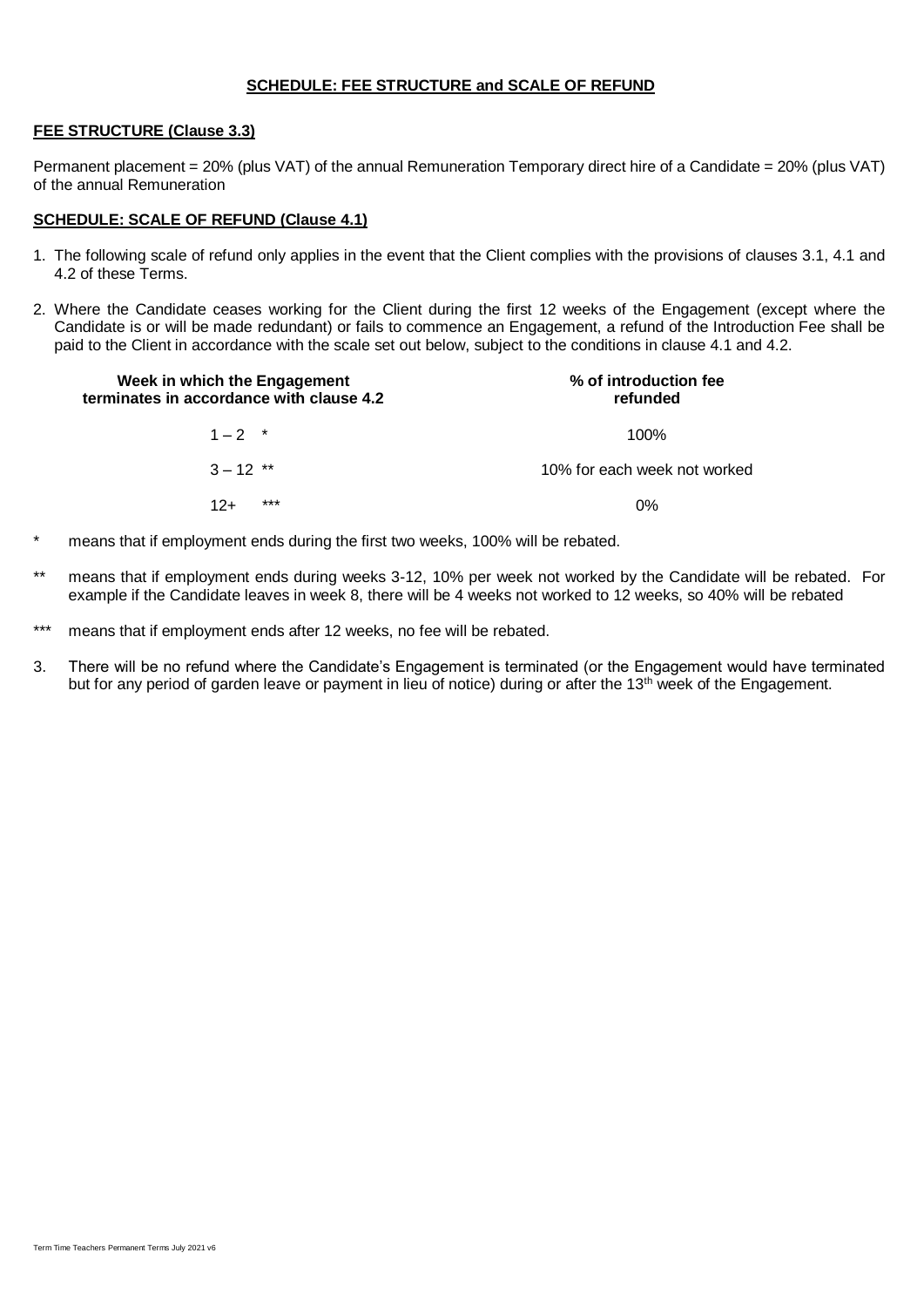## SCHEDULE: FEE STRUCTURE and SCALE OF REFUND

### FEE STRUCTURE (Clause 3.3)

Permanent placement = 20% (plus VAT) of the annual Remuneration Temporary direct hire of a Candidate = 20% (plus VAT) of the annual Remuneration

### SCHEDULE: SCALE OF REFUND (Clause 4.1)

1. The following scale of refund only applies in the event that the Client complies with the provisions of clauses 3.1, 4.1 and 4.2 of these Terms.

2. Where the Candidate ceases working for the Client during the first 12 weeks of the Engagement (except where the Candidate is or will be made redundant) or fails to commence an Engagement, a refund of the Introduction Fee shall be paid to the Client in accordance with the scale set out below, subject to the conditions in clause 4.1 and 4.2.

| Week in which the Engagement terminates in accordance with clause 4.2 | % of introduction fee refunded |
|---|---|
| 1 – 2 * | 100% |
| 3 – 12 ** | 10% for each week not worked |
| 12+ *** | 0% |

\* means that if employment ends during the first two weeks, 100% will be rebated.

\*\* means that if employment ends during weeks 3-12, 10% per week not worked by the Candidate will be rebated. For example if the Candidate leaves in week 8, there will be 4 weeks not worked to 12 weeks, so 40% will be rebated

\*\*\* means that if employment ends after 12 weeks, no fee will be rebated.

3. There will be no refund where the Candidate's Engagement is terminated (or the Engagement would have terminated but for any period of garden leave or payment in lieu of notice) during or after the 13th week of the Engagement.